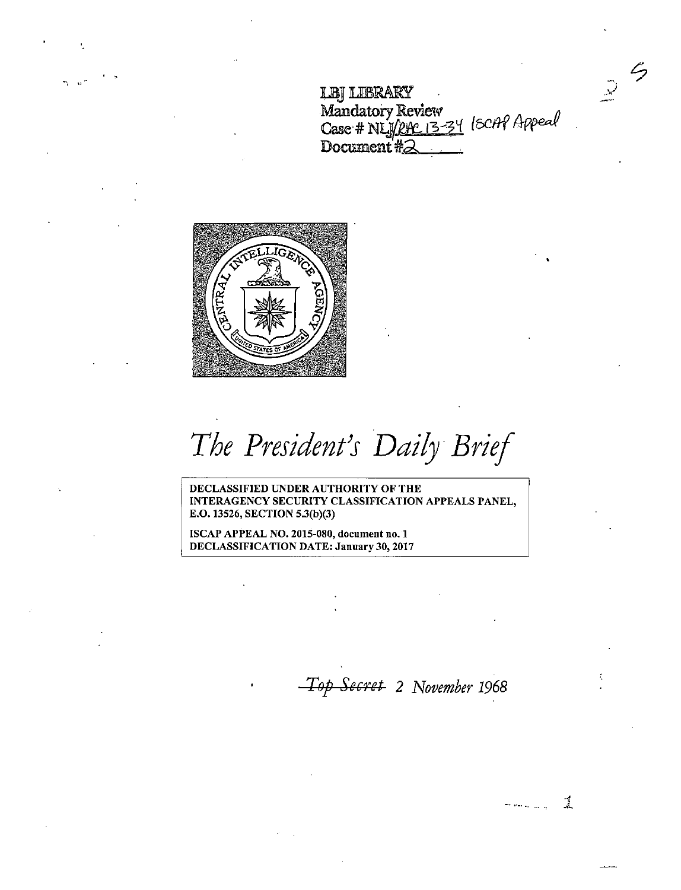LBJ LIBRARY
Mandatory Review
Case # NLJ/RAC 13-34 ISCAP Appeal
Document #2

# *The President's Daily Brief*

DECLASSIFIED UNDER AUTHORITY OF THE INTERAGENCY SECURITY CLASSIFICATION APPEALS PANEL, E.O. 13526, SECTION 5.3(b)(3)

ISCAP APPEAL NO. 2015-080, document no. 1
DECLASSIFICATION DATE: January 30, 2017

~~*Top Secret*~~ *2 November 1968*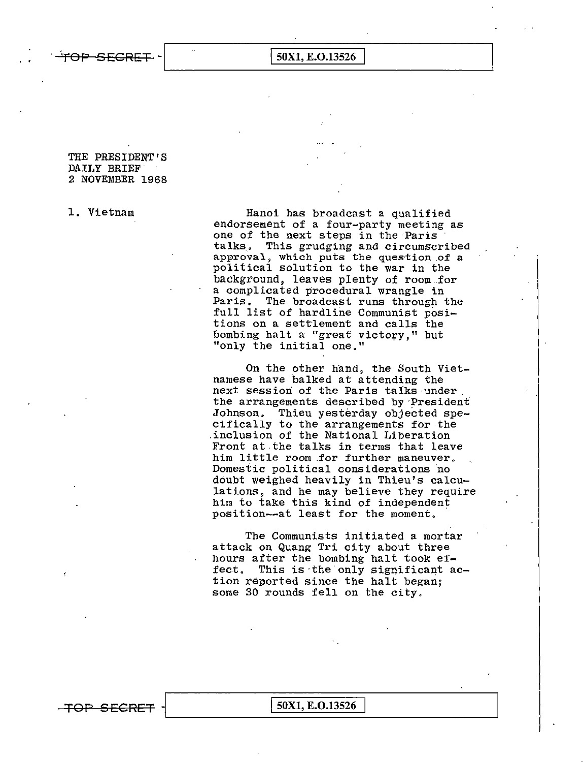THE PRESIDENT'S DAILY BRIEF
2 NOVEMBER 1968

1. Vietnam

Hanoi has broadcast a qualified endorsement of a four-party meeting as one of the next steps in the Paris talks. This grudging and circumscribed approval, which puts the question of a political solution to the war in the background, leaves plenty of room for a complicated procedural wrangle in Paris. The broadcast runs through the full list of hardline Communist positions on a settlement and calls the bombing halt a "great victory," but "only the initial one."

On the other hand, the South Vietnamese have balked at attending the next session of the Paris talks under the arrangements described by President Johnson. Thieu yesterday objected specifically to the arrangements for the inclusion of the National Liberation Front at the talks in terms that leave him little room for further maneuver. Domestic political considerations no doubt weighed heavily in Thieu's calculations, and he may believe they require him to take this kind of independent position--at least for the moment.

The Communists initiated a mortar attack on Quang Tri city about three hours after the bombing halt took effect. This is the only significant action reported since the halt began; some 30 rounds fell on the city.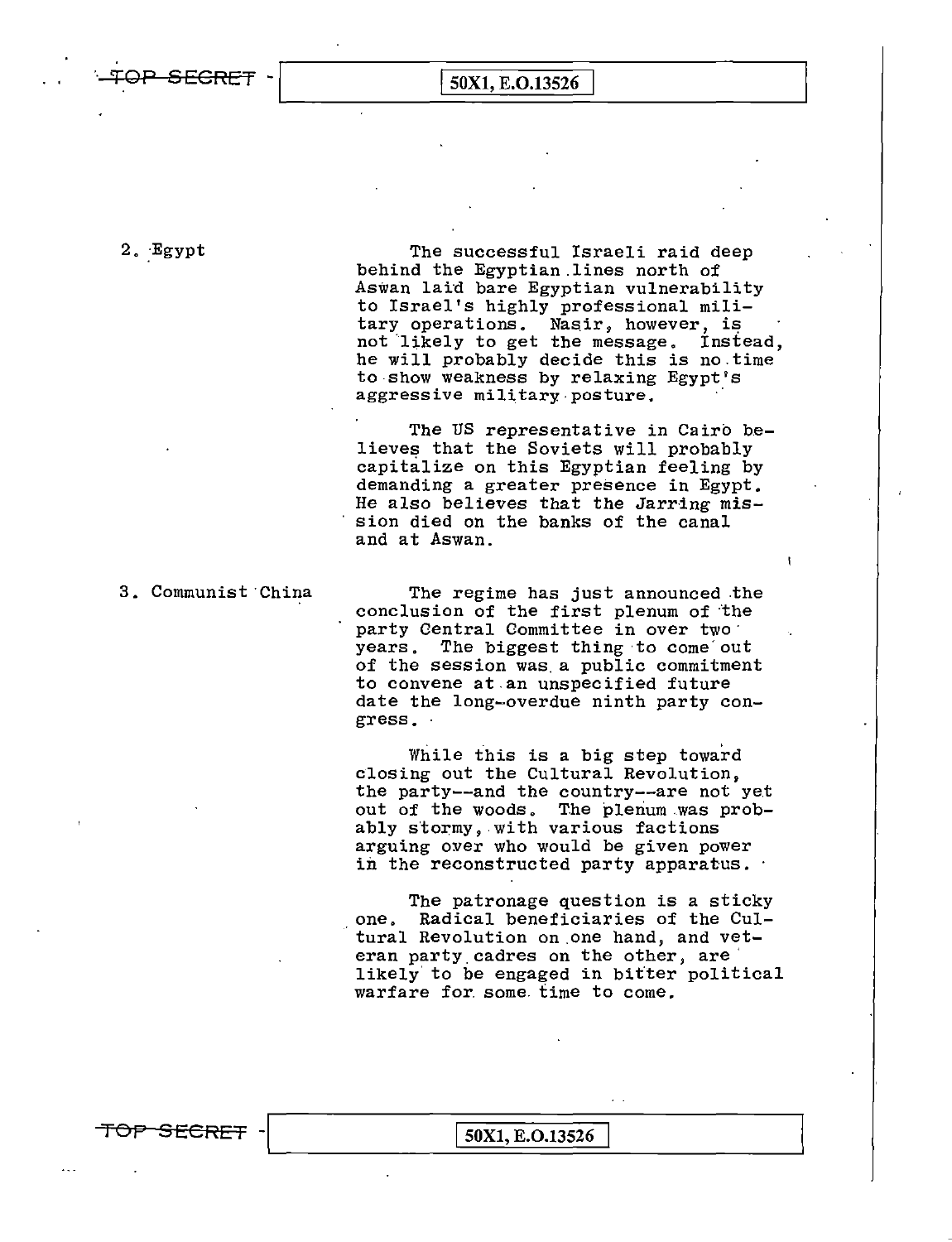2. Egypt

The successful Israeli raid deep behind the Egyptian lines north of Aswan laid bare Egyptian vulnerability to Israel's highly professional military operations. Nasir, however, is not likely to get the message. Instead, he will probably decide this is no time to show weakness by relaxing Egypt's aggressive military posture.

The US representative in Cairo believes that the Soviets will probably capitalize on this Egyptian feeling by demanding a greater presence in Egypt. He also believes that the Jarring mission died on the banks of the canal and at Aswan.

3. Communist China

The regime has just announced the conclusion of the first plenum of the party Central Committee in over two years. The biggest thing to come out of the session was a public commitment to convene at an unspecified future date the long-overdue ninth party congress.

While this is a big step toward closing out the Cultural Revolution, the party--and the country--are not yet out of the woods. The plenum was probably stormy, with various factions arguing over who would be given power in the reconstructed party apparatus.

The patronage question is a sticky one. Radical beneficiaries of the Cultural Revolution on one hand, and veteran party cadres on the other, are likely to be engaged in bitter political warfare for some time to come.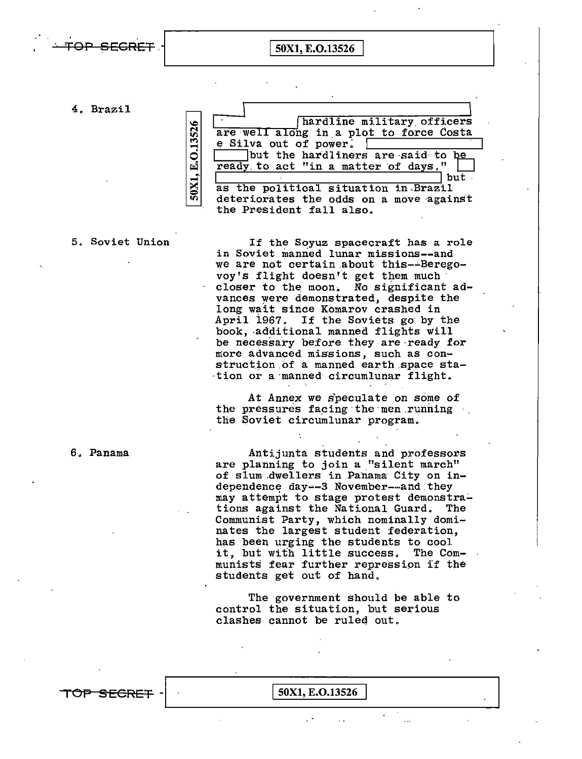TOP SECRET 50X1, E.O.13526

4. Brazil

50X1, E.O.13526

hardline military officers are well along in a plot to force Costa e Silva out of power. but the hardliners are said to be ready to act "in a matter of days." but as the political situation in Brazil deteriorates the odds on a move against the President fall also.

5. Soviet Union

If the Soyuz spacecraft has a role in Soviet manned lunar missions--and we are not certain about this--Beregovoy's flight doesn't get them much closer to the moon. No significant advances were demonstrated, despite the long wait since Komarov crashed in April 1967. If the Soviets go by the book, additional manned flights will be necessary before they are ready for more advanced missions, such as construction of a manned earth space station or a manned circumlunar flight.

At Annex we speculate on some of the pressures facing the men running the Soviet circumlunar program.

6. Panama

Antijunta students and professors are planning to join a "silent march" of slum dwellers in Panama City on independence day--3 November--and they may attempt to stage protest demonstrations against the National Guard. The Communist Party, which nominally dominates the largest student federation, has been urging the students to cool it, but with little success. The Communists fear further repression if the students get out of hand.

The government should be able to control the situation, but serious clashes cannot be ruled out.

TOP SECRET 50X1, E.O.13526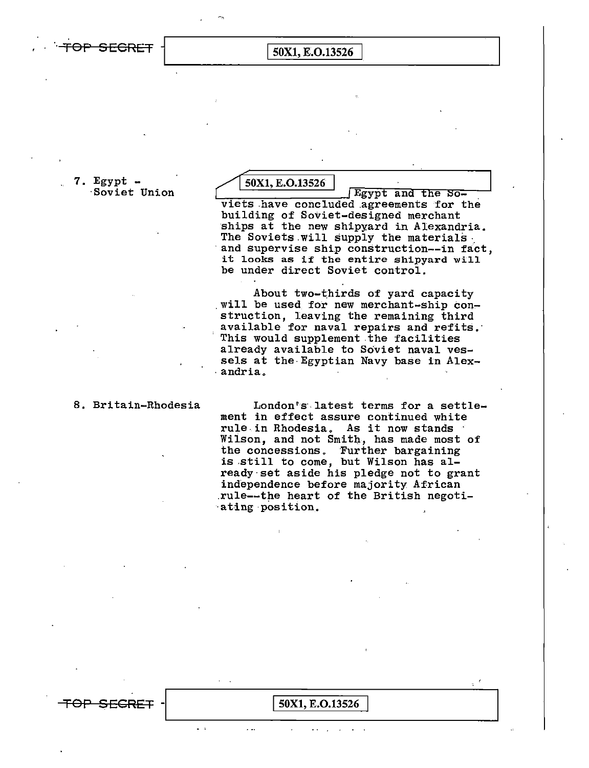7. Egypt - Soviet Union

50X1, E.O.13526

Egypt and the Soviets have concluded agreements for the building of Soviet-designed merchant ships at the new shipyard in Alexandria. The Soviets will supply the materials and supervise ship construction--in fact, it looks as if the entire shipyard will be under direct Soviet control.

About two-thirds of yard capacity will be used for new merchant-ship construction, leaving the remaining third available for naval repairs and refits. This would supplement the facilities already available to Soviet naval vessels at the Egyptian Navy base in Alexandria.

8. Britain-Rhodesia

London's latest terms for a settlement in effect assure continued white rule in Rhodesia. As it now stands Wilson, and not Smith, has made most of the concessions. Further bargaining is still to come, but Wilson has already set aside his pledge not to grant independence before majority African rule--the heart of the British negotiating position.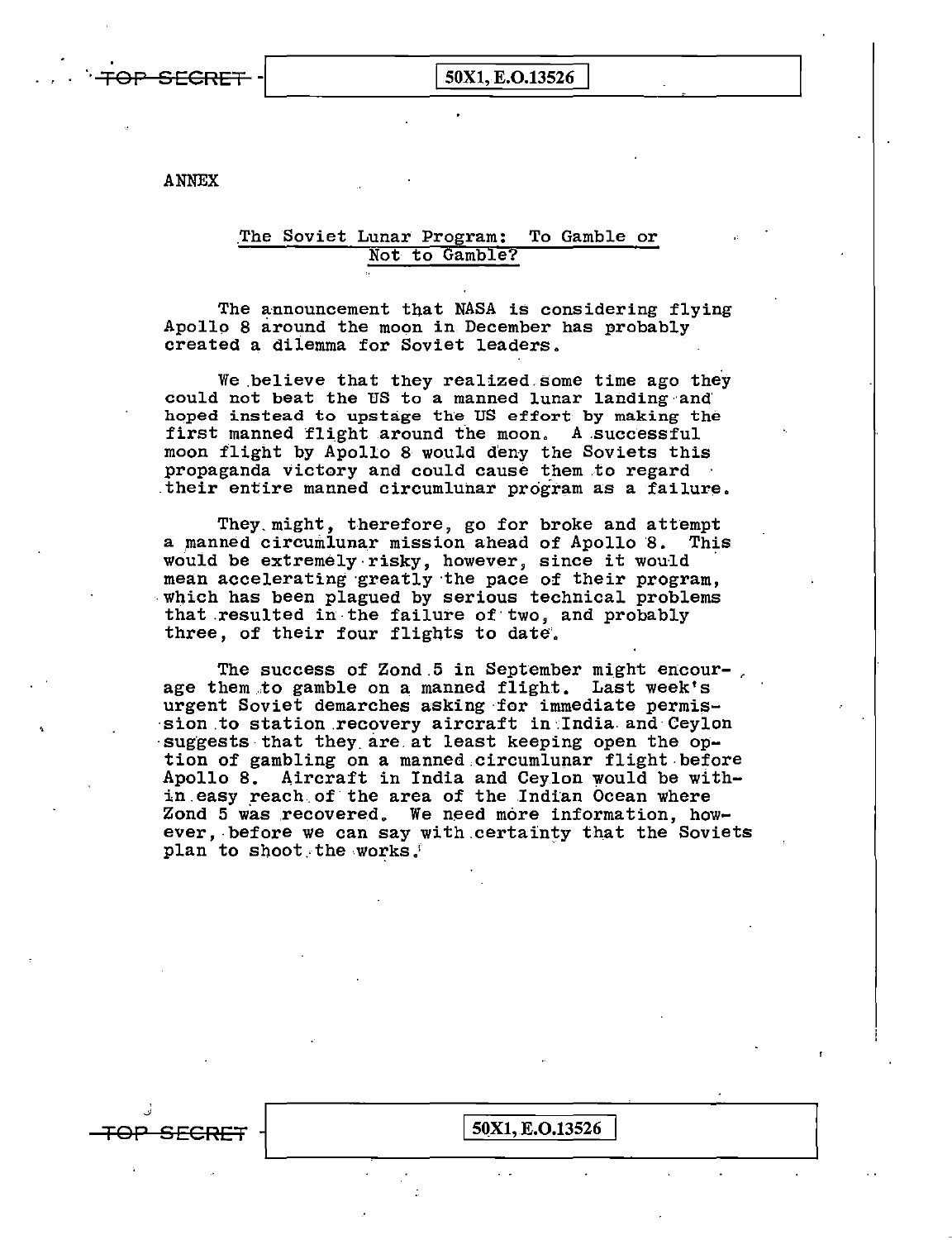TOP SECRET 50X1, E.O.13526

ANNEX

## The Soviet Lunar Program: To Gamble or Not to Gamble?

The announcement that NASA is considering flying Apollo 8 around the moon in December has probably created a dilemma for Soviet leaders.

We believe that they realized some time ago they could not beat the US to a manned lunar landing and hoped instead to upstage the US effort by making the first manned flight around the moon. A successful moon flight by Apollo 8 would deny the Soviets this propaganda victory and could cause them to regard their entire manned circumlunar program as a failure.

They might, therefore, go for broke and attempt a manned circumlunar mission ahead of Apollo 8. This would be extremely risky, however, since it would mean accelerating greatly the pace of their program, which has been plagued by serious technical problems that resulted in the failure of two, and probably three, of their four flights to date.

The success of Zond 5 in September might encourage them to gamble on a manned flight. Last week's urgent Soviet demarches asking for immediate permission to station recovery aircraft in India and Ceylon suggests that they are at least keeping open the option of gambling on a manned circumlunar flight before Apollo 8. Aircraft in India and Ceylon would be within easy reach of the area of the Indian Ocean where Zond 5 was recovered. We need more information, however, before we can say with certainty that the Soviets plan to shoot the works.

TOP SECRET 50X1, E.O.13526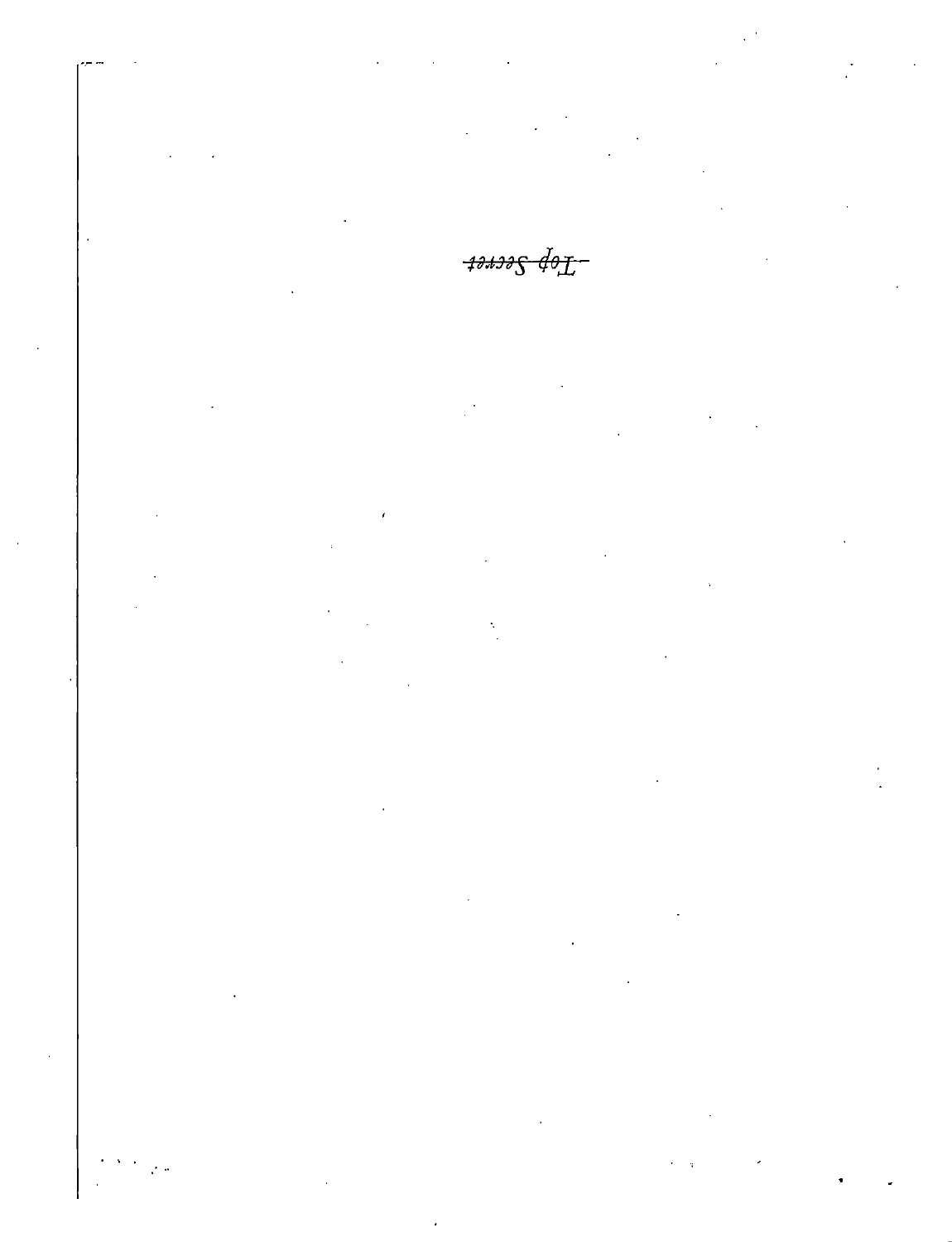~~Top Secret~~